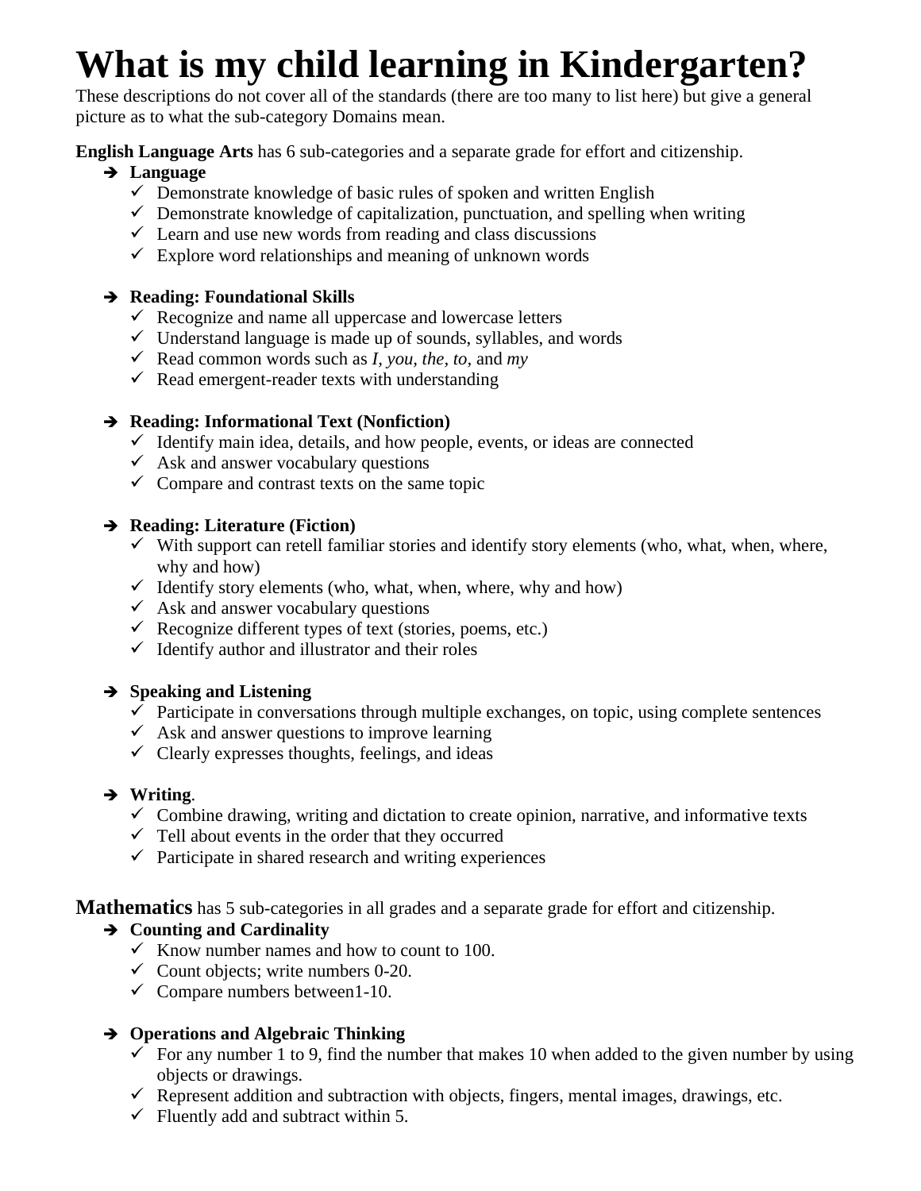# What is my child learning in Kindergarten?

These descriptions do not cover all of the standards (there are too many to list here) but give a general picture as to what the sub-category Domains mean.

**English Language Arts** has 6 sub-categories and a separate grade for effort and citizenship.

- **Language**
  - ✓ Demonstrate knowledge of basic rules of spoken and written English
  - ✓ Demonstrate knowledge of capitalization, punctuation, and spelling when writing
  - ✓ Learn and use new words from reading and class discussions
  - ✓ Explore word relationships and meaning of unknown words

- **Reading: Foundational Skills**
  - ✓ Recognize and name all uppercase and lowercase letters
  - ✓ Understand language is made up of sounds, syllables, and words
  - ✓ Read common words such as *I, you, the, to,* and *my*
  - ✓ Read emergent-reader texts with understanding

- **Reading: Informational Text (Nonfiction)**
  - ✓ Identify main idea, details, and how people, events, or ideas are connected
  - ✓ Ask and answer vocabulary questions
  - ✓ Compare and contrast texts on the same topic

- **Reading: Literature (Fiction)**
  - ✓ With support can retell familiar stories and identify story elements (who, what, when, where, why and how)
  - ✓ Identify story elements (who, what, when, where, why and how)
  - ✓ Ask and answer vocabulary questions
  - ✓ Recognize different types of text (stories, poems, etc.)
  - ✓ Identify author and illustrator and their roles

- **Speaking and Listening**
  - ✓ Participate in conversations through multiple exchanges, on topic, using complete sentences
  - ✓ Ask and answer questions to improve learning
  - ✓ Clearly expresses thoughts, feelings, and ideas

- **Writing**.
  - ✓ Combine drawing, writing and dictation to create opinion, narrative, and informative texts
  - ✓ Tell about events in the order that they occurred
  - ✓ Participate in shared research and writing experiences

**Mathematics** has 5 sub-categories in all grades and a separate grade for effort and citizenship.

- **Counting and Cardinality**
  - ✓ Know number names and how to count to 100.
  - ✓ Count objects; write numbers 0-20.
  - ✓ Compare numbers between1-10.

- **Operations and Algebraic Thinking**
  - ✓ For any number 1 to 9, find the number that makes 10 when added to the given number by using objects or drawings.
  - ✓ Represent addition and subtraction with objects, fingers, mental images, drawings, etc.
  - ✓ Fluently add and subtract within 5.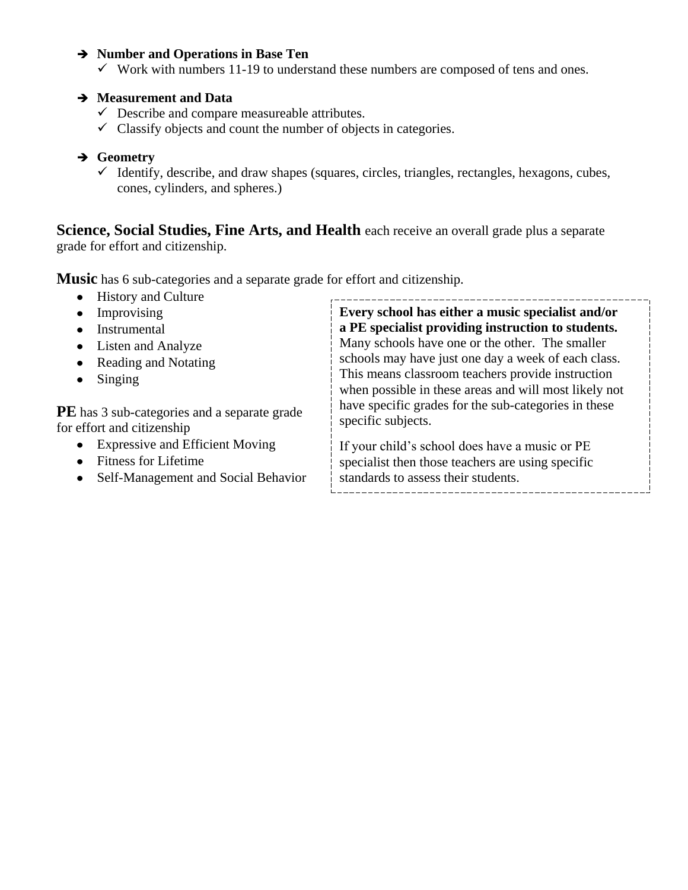- **Number and Operations in Base Ten**
  - ✓ Work with numbers 11-19 to understand these numbers are composed of tens and ones.

- **Measurement and Data**
  - ✓ Describe and compare measureable attributes.
  - ✓ Classify objects and count the number of objects in categories.

- **Geometry**
  - ✓ Identify, describe, and draw shapes (squares, circles, triangles, rectangles, hexagons, cubes, cones, cylinders, and spheres.)

**Science, Social Studies, Fine Arts, and Health** each receive an overall grade plus a separate grade for effort and citizenship.

**Music** has 6 sub-categories and a separate grade for effort and citizenship.

- History and Culture
- Improvising
- Instrumental
- Listen and Analyze
- Reading and Notating
- Singing

**PE** has 3 sub-categories and a separate grade for effort and citizenship

- Expressive and Efficient Moving
- Fitness for Lifetime
- Self-Management and Social Behavior

**Every school has either a music specialist and/or a PE specialist providing instruction to students.** Many schools have one or the other. The smaller schools may have just one day a week of each class. This means classroom teachers provide instruction when possible in these areas and will most likely not have specific grades for the sub-categories in these specific subjects.

If your child's school does have a music or PE specialist then those teachers are using specific standards to assess their students.